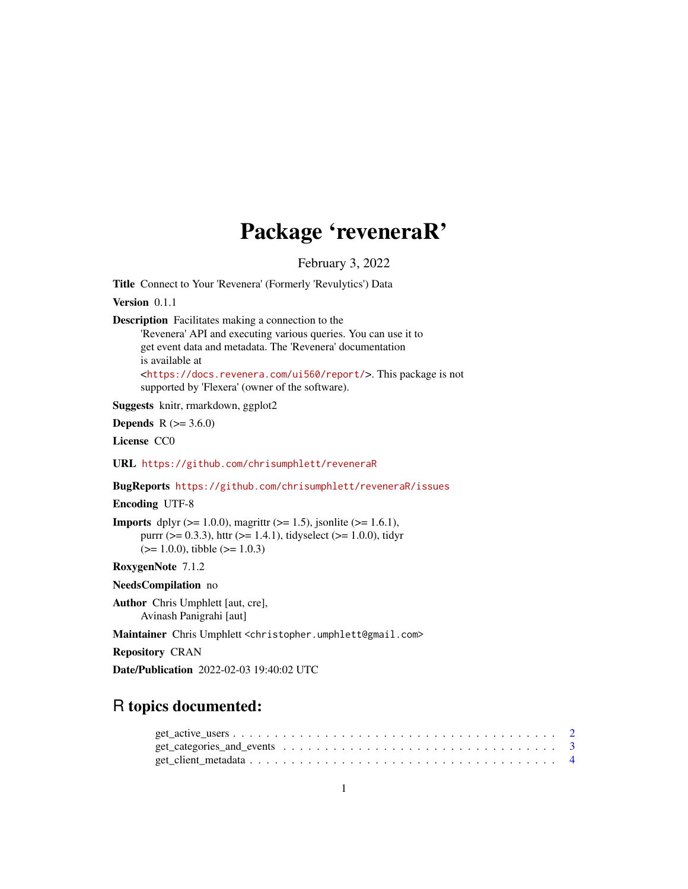# Package 'reveneraR'

February 3, 2022

**Title** Connect to Your 'Revenera' (Formerly 'Revulytics') Data

**Version** 0.1.1

**Description** Facilitates making a connection to the 'Revenera' API and executing various queries. You can use it to get event data and metadata. The 'Revenera' documentation is available at <https://docs.revenera.com/ui560/report/>. This package is not supported by 'Flexera' (owner of the software).

**Suggests** knitr, rmarkdown, ggplot2

**Depends** R (>= 3.6.0)

**License** CC0

**URL** https://github.com/chrisumphlett/reveneraR

**BugReports** https://github.com/chrisumphlett/reveneraR/issues

**Encoding** UTF-8

**Imports** dplyr (>= 1.0.0), magrittr (>= 1.5), jsonlite (>= 1.6.1), purrr (>= 0.3.3), httr (>= 1.4.1), tidyselect (>= 1.0.0), tidyr (>= 1.0.0), tibble (>= 1.0.3)

**RoxygenNote** 7.1.2

**NeedsCompilation** no

**Author** Chris Umphlett [aut, cre], Avinash Panigrahi [aut]

**Maintainer** Chris Umphlett <christopher.umphlett@gmail.com>

**Repository** CRAN

**Date/Publication** 2022-02-03 19:40:02 UTC

## R topics documented:

- get_active_users . . . . . . . . . . . . . . . . . . . . . . . . . . . . . . . . . . . . . . 2
- get_categories_and_events . . . . . . . . . . . . . . . . . . . . . . . . . . . . . . . . 3
- get_client_metadata . . . . . . . . . . . . . . . . . . . . . . . . . . . . . . . . . . . . 4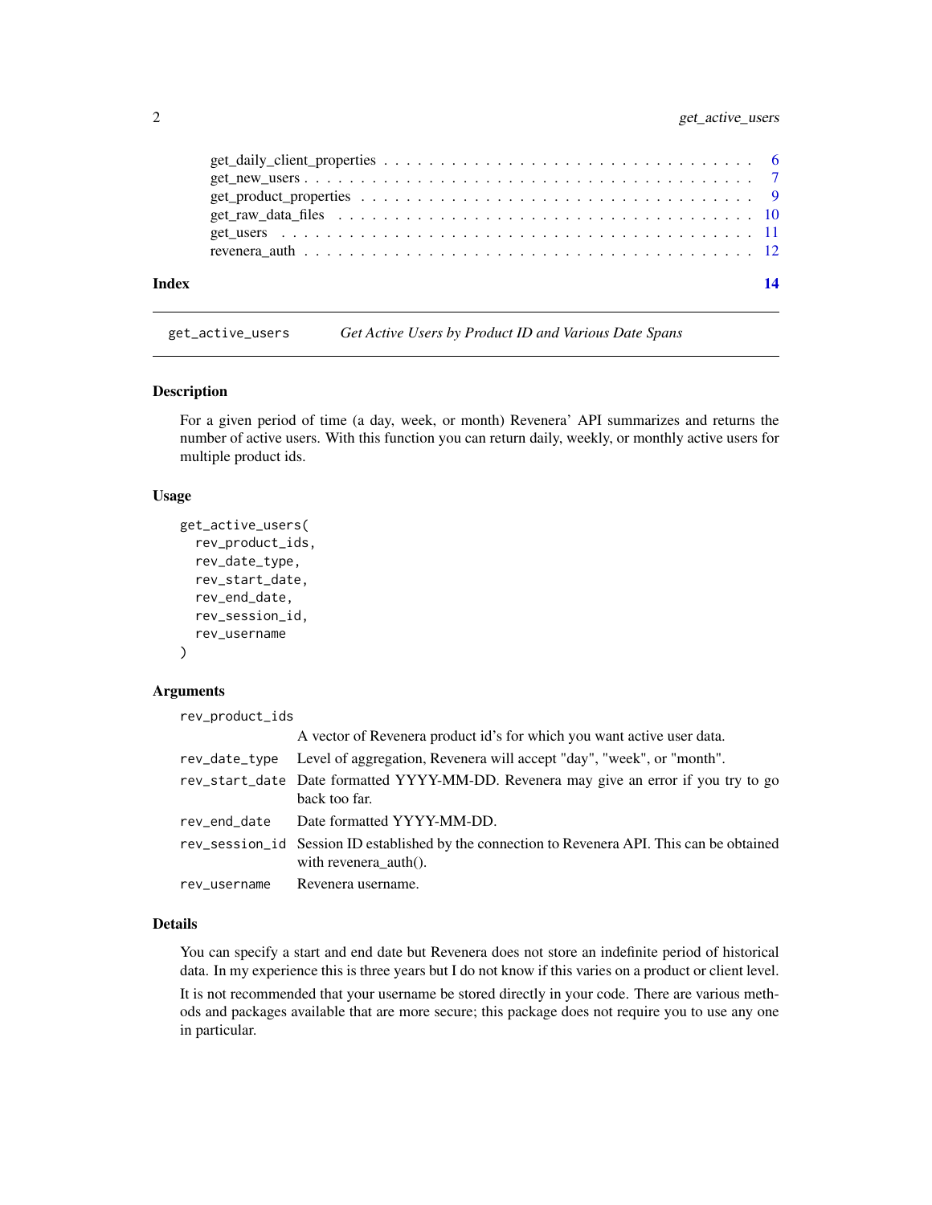get_daily_client_properties . . . . . . . . . . . . . . . . . . . . . . . . . . . . . . . 6
get_new_users . . . . . . . . . . . . . . . . . . . . . . . . . . . . . . . . . . . . . . 7
get_product_properties . . . . . . . . . . . . . . . . . . . . . . . . . . . . . . . . . . 9
get_raw_data_files . . . . . . . . . . . . . . . . . . . . . . . . . . . . . . . . . . . . 10
get_users . . . . . . . . . . . . . . . . . . . . . . . . . . . . . . . . . . . . . . . . . 11
revenera_auth . . . . . . . . . . . . . . . . . . . . . . . . . . . . . . . . . . . . . . . 12

**Index** **14**

---

`get_active_users` *Get Active Users by Product ID and Various Date Spans*

---

### Description

For a given period of time (a day, week, or month) Revenera' API summarizes and returns the number of active users. With this function you can return daily, weekly, or monthly active users for multiple product ids.

### Usage

```
get_active_users(
  rev_product_ids,
  rev_date_type,
  rev_start_date,
  rev_end_date,
  rev_session_id,
  rev_username
)
```

### Arguments

| | |
|---|---|
| `rev_product_ids` | A vector of Revenera product id's for which you want active user data. |
| `rev_date_type` | Level of aggregation, Revenera will accept "day", "week", or "month". |
| `rev_start_date` | Date formatted YYYY-MM-DD. Revenera may give an error if you try to go back too far. |
| `rev_end_date` | Date formatted YYYY-MM-DD. |
| `rev_session_id` | Session ID established by the connection to Revenera API. This can be obtained with revenera_auth(). |
| `rev_username` | Revenera username. |

### Details

You can specify a start and end date but Revenera does not store an indefinite period of historical data. In my experience this is three years but I do not know if this varies on a product or client level.

It is not recommended that your username be stored directly in your code. There are various methods and packages available that are more secure; this package does not require you to use any one in particular.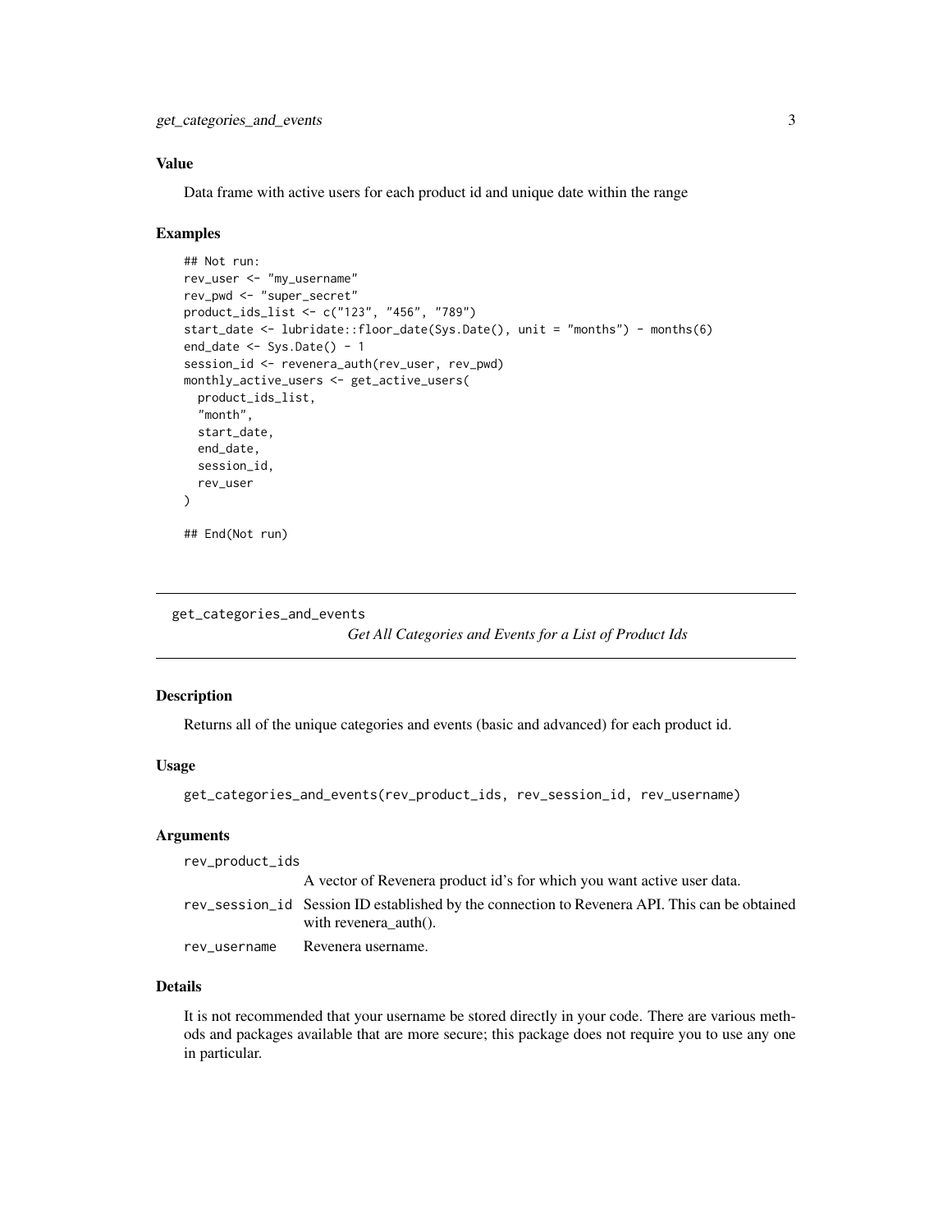### Value

Data frame with active users for each product id and unique date within the range

### Examples

```
## Not run:
rev_user <- "my_username"
rev_pwd <- "super_secret"
product_ids_list <- c("123", "456", "789")
start_date <- lubridate::floor_date(Sys.Date(), unit = "months") - months(6)
end_date <- Sys.Date() - 1
session_id <- revenera_auth(rev_user, rev_pwd)
monthly_active_users <- get_active_users(
  product_ids_list,
  "month",
  start_date,
  end_date,
  session_id,
  rev_user
)

## End(Not run)
```

---

## get_categories_and_events — *Get All Categories and Events for a List of Product Ids*

---

### Description

Returns all of the unique categories and events (basic and advanced) for each product id.

### Usage

```
get_categories_and_events(rev_product_ids, rev_session_id, rev_username)
```

### Arguments

| | |
|---|---|
| `rev_product_ids` | A vector of Revenera product id's for which you want active user data. |
| `rev_session_id` | Session ID established by the connection to Revenera API. This can be obtained with revenera_auth(). |
| `rev_username` | Revenera username. |

### Details

It is not recommended that your username be stored directly in your code. There are various methods and packages available that are more secure; this package does not require you to use any one in particular.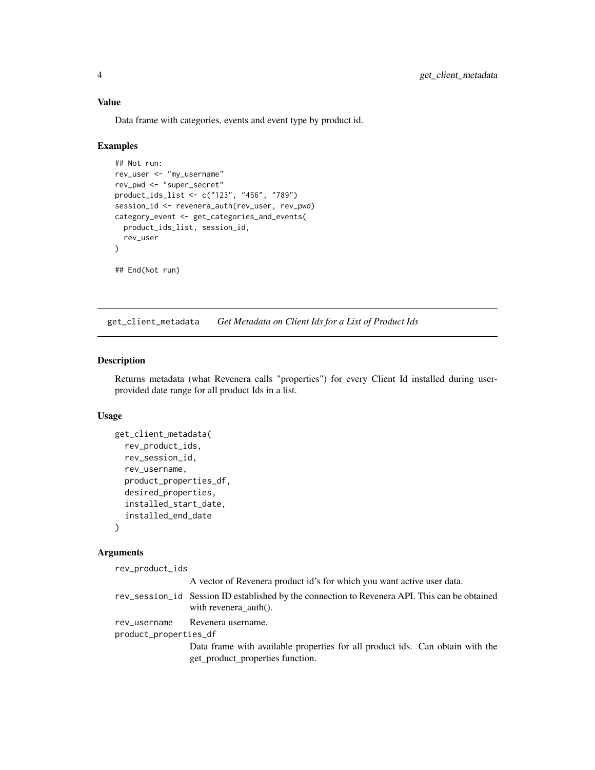### Value

Data frame with categories, events and event type by product id.

### Examples

```
## Not run:
rev_user <- "my_username"
rev_pwd <- "super_secret"
product_ids_list <- c("123", "456", "789")
session_id <- revenera_auth(rev_user, rev_pwd)
category_event <- get_categories_and_events(
  product_ids_list, session_id,
  rev_user
)

## End(Not run)
```

---

## get_client_metadata — *Get Metadata on Client Ids for a List of Product Ids*

---

### Description

Returns metadata (what Revenera calls "properties") for every Client Id installed during user-provided date range for all product Ids in a list.

### Usage

```
get_client_metadata(
  rev_product_ids,
  rev_session_id,
  rev_username,
  product_properties_df,
  desired_properties,
  installed_start_date,
  installed_end_date
)
```

### Arguments

`rev_product_ids`
: A vector of Revenera product id's for which you want active user data.

`rev_session_id`
: Session ID established by the connection to Revenera API. This can be obtained with revenera_auth().

`rev_username`
: Revenera username.

`product_properties_df`
: Data frame with available properties for all product ids. Can obtain with the get_product_properties function.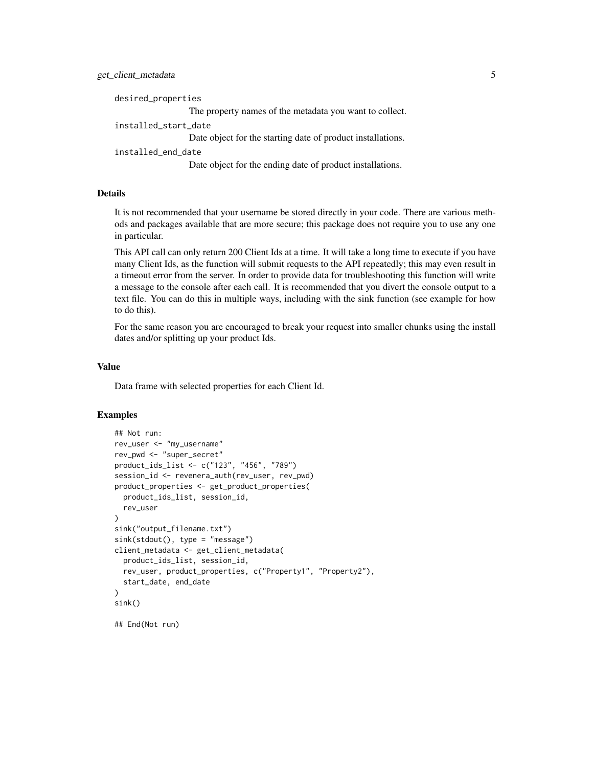desired_properties
: The property names of the metadata you want to collect.

installed_start_date
: Date object for the starting date of product installations.

installed_end_date
: Date object for the ending date of product installations.

## Details

It is not recommended that your username be stored directly in your code. There are various methods and packages available that are more secure; this package does not require you to use any one in particular.

This API call can only return 200 Client Ids at a time. It will take a long time to execute if you have many Client Ids, as the function will submit requests to the API repeatedly; this may even result in a timeout error from the server. In order to provide data for troubleshooting this function will write a message to the console after each call. It is recommended that you divert the console output to a text file. You can do this in multiple ways, including with the sink function (see example for how to do this).

For the same reason you are encouraged to break your request into smaller chunks using the install dates and/or splitting up your product Ids.

## Value

Data frame with selected properties for each Client Id.

## Examples

```
## Not run:
rev_user <- "my_username"
rev_pwd <- "super_secret"
product_ids_list <- c("123", "456", "789")
session_id <- revenera_auth(rev_user, rev_pwd)
product_properties <- get_product_properties(
  product_ids_list, session_id,
  rev_user
)
sink("output_filename.txt")
sink(stdout(), type = "message")
client_metadata <- get_client_metadata(
  product_ids_list, session_id,
  rev_user, product_properties, c("Property1", "Property2"),
  start_date, end_date
)
sink()

## End(Not run)
```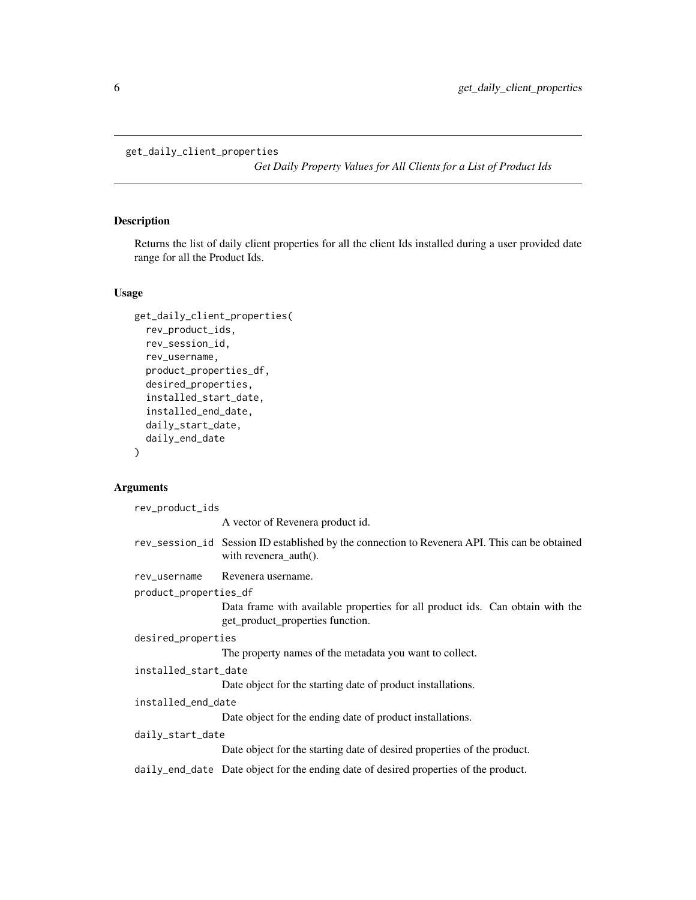## get_daily_client_properties

*Get Daily Property Values for All Clients for a List of Product Ids*

### Description

Returns the list of daily client properties for all the client Ids installed during a user provided date range for all the Product Ids.

### Usage

```
get_daily_client_properties(
  rev_product_ids,
  rev_session_id,
  rev_username,
  product_properties_df,
  desired_properties,
  installed_start_date,
  installed_end_date,
  daily_start_date,
  daily_end_date
)
```

### Arguments

| Argument | Description |
| --- | --- |
| `rev_product_ids` | A vector of Revenera product id. |
| `rev_session_id` | Session ID established by the connection to Revenera API. This can be obtained with revenera_auth(). |
| `rev_username` | Revenera username. |
| `product_properties_df` | Data frame with available properties for all product ids. Can obtain with the get_product_properties function. |
| `desired_properties` | The property names of the metadata you want to collect. |
| `installed_start_date` | Date object for the starting date of product installations. |
| `installed_end_date` | Date object for the ending date of product installations. |
| `daily_start_date` | Date object for the starting date of desired properties of the product. |
| `daily_end_date` | Date object for the ending date of desired properties of the product. |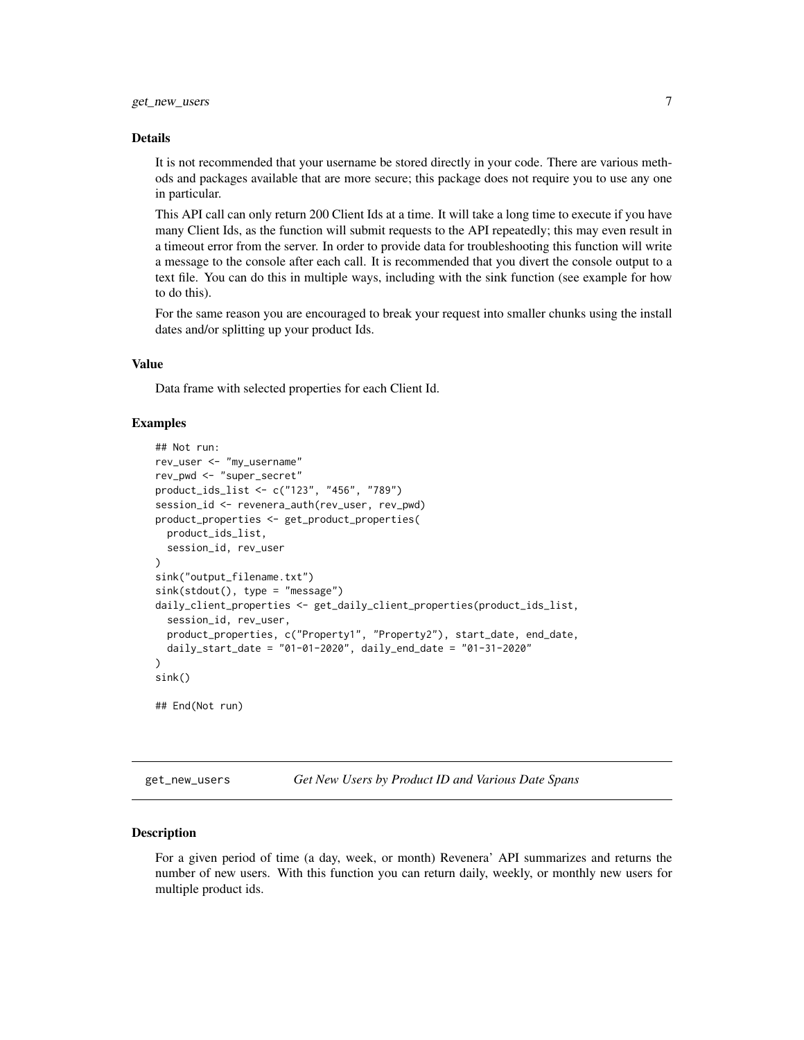### Details

It is not recommended that your username be stored directly in your code. There are various methods and packages available that are more secure; this package does not require you to use any one in particular.

This API call can only return 200 Client Ids at a time. It will take a long time to execute if you have many Client Ids, as the function will submit requests to the API repeatedly; this may even result in a timeout error from the server. In order to provide data for troubleshooting this function will write a message to the console after each call. It is recommended that you divert the console output to a text file. You can do this in multiple ways, including with the sink function (see example for how to do this).

For the same reason you are encouraged to break your request into smaller chunks using the install dates and/or splitting up your product Ids.

### Value

Data frame with selected properties for each Client Id.

### Examples

```
## Not run:
rev_user <- "my_username"
rev_pwd <- "super_secret"
product_ids_list <- c("123", "456", "789")
session_id <- revenera_auth(rev_user, rev_pwd)
product_properties <- get_product_properties(
  product_ids_list,
  session_id, rev_user
)
sink("output_filename.txt")
sink(stdout(), type = "message")
daily_client_properties <- get_daily_client_properties(product_ids_list,
  session_id, rev_user,
  product_properties, c("Property1", "Property2"), start_date, end_date,
  daily_start_date = "01-01-2020", daily_end_date = "01-31-2020"
)
sink()

## End(Not run)
```

---

## get_new_users — *Get New Users by Product ID and Various Date Spans*

### Description

For a given period of time (a day, week, or month) Revenera' API summarizes and returns the number of new users. With this function you can return daily, weekly, or monthly new users for multiple product ids.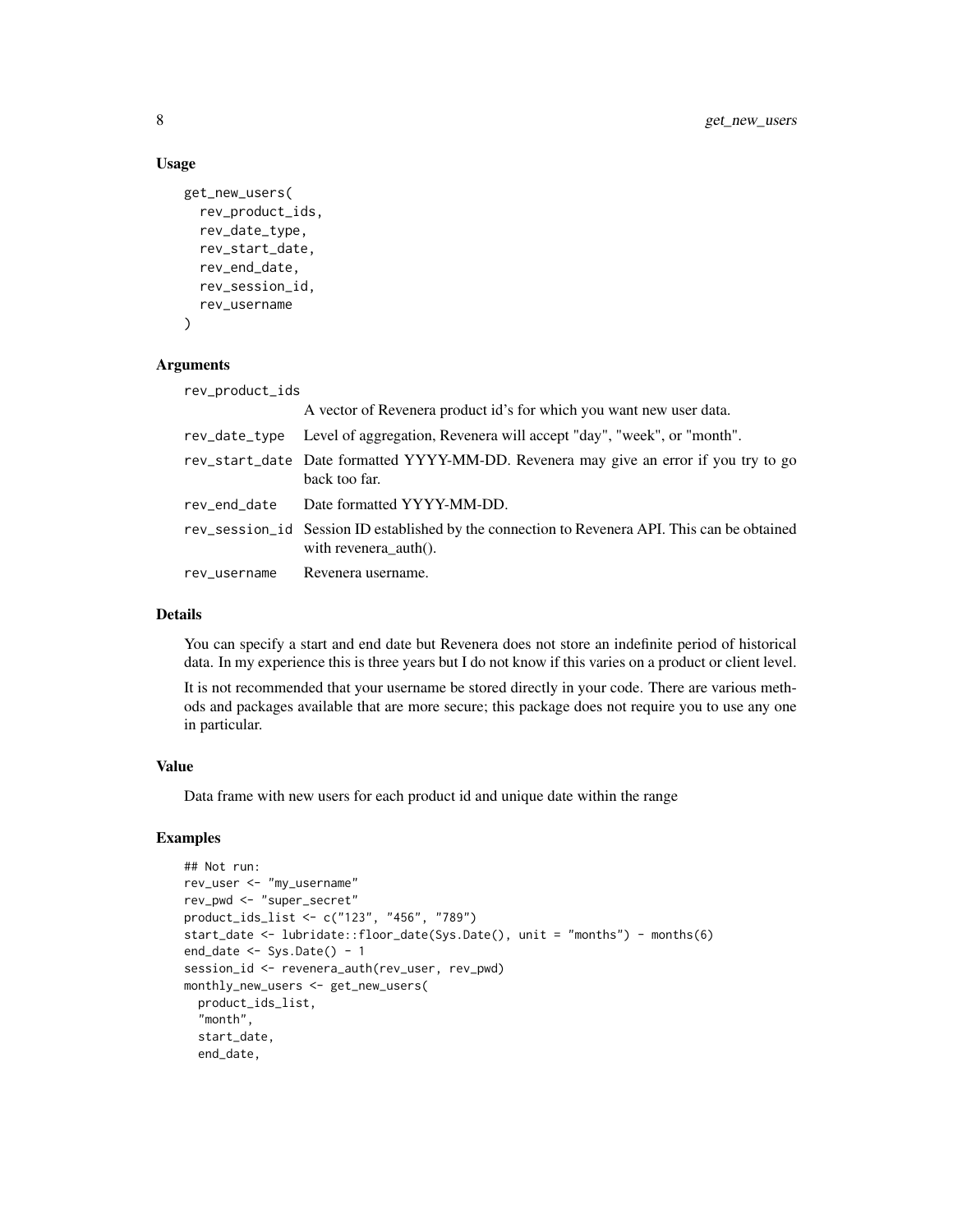### Usage

```
get_new_users(
  rev_product_ids,
  rev_date_type,
  rev_start_date,
  rev_end_date,
  rev_session_id,
  rev_username
)
```

### Arguments

| | |
|---|---|
| `rev_product_ids` | A vector of Revenera product id's for which you want new user data. |
| `rev_date_type` | Level of aggregation, Revenera will accept "day", "week", or "month". |
| `rev_start_date` | Date formatted YYYY-MM-DD. Revenera may give an error if you try to go back too far. |
| `rev_end_date` | Date formatted YYYY-MM-DD. |
| `rev_session_id` | Session ID established by the connection to Revenera API. This can be obtained with revenera_auth(). |
| `rev_username` | Revenera username. |

### Details

You can specify a start and end date but Revenera does not store an indefinite period of historical data. In my experience this is three years but I do not know if this varies on a product or client level.

It is not recommended that your username be stored directly in your code. There are various methods and packages available that are more secure; this package does not require you to use any one in particular.

### Value

Data frame with new users for each product id and unique date within the range

### Examples

```
## Not run:
rev_user <- "my_username"
rev_pwd <- "super_secret"
product_ids_list <- c("123", "456", "789")
start_date <- lubridate::floor_date(Sys.Date(), unit = "months") - months(6)
end_date <- Sys.Date() - 1
session_id <- revenera_auth(rev_user, rev_pwd)
monthly_new_users <- get_new_users(
  product_ids_list,
  "month",
  start_date,
  end_date,
```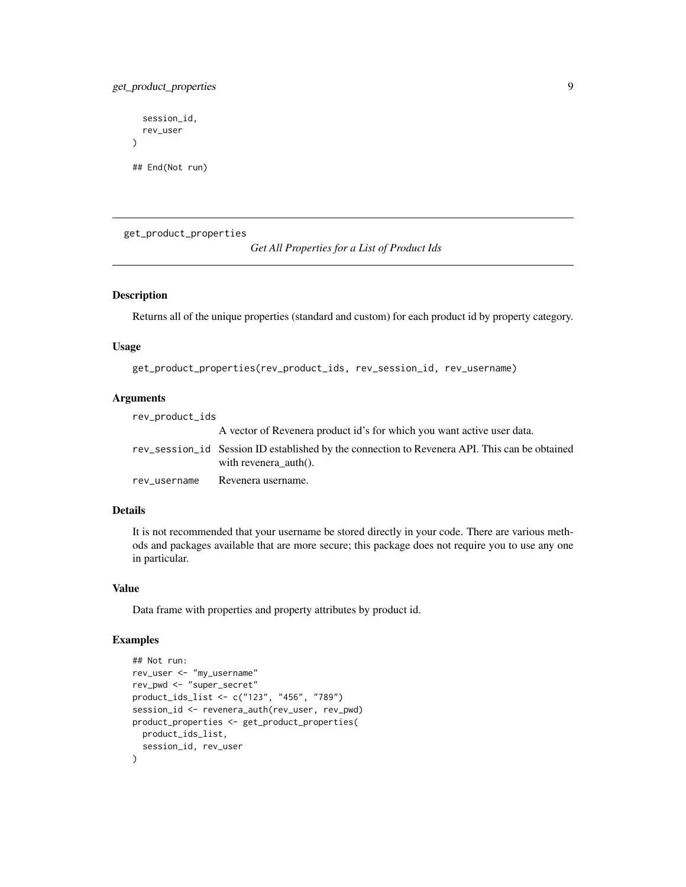```
  session_id,
  rev_user
)

## End(Not run)
```

---

get_product_properties

*Get All Properties for a List of Product Ids*

---

## Description

Returns all of the unique properties (standard and custom) for each product id by property category.

## Usage

```
get_product_properties(rev_product_ids, rev_session_id, rev_username)
```

## Arguments

| | |
|---|---|
| rev_product_ids | A vector of Revenera product id's for which you want active user data. |
| rev_session_id | Session ID established by the connection to Revenera API. This can be obtained with revenera_auth(). |
| rev_username | Revenera username. |

## Details

It is not recommended that your username be stored directly in your code. There are various methods and packages available that are more secure; this package does not require you to use any one in particular.

## Value

Data frame with properties and property attributes by product id.

## Examples

```
## Not run:
rev_user <- "my_username"
rev_pwd <- "super_secret"
product_ids_list <- c("123", "456", "789")
session_id <- revenera_auth(rev_user, rev_pwd)
product_properties <- get_product_properties(
  product_ids_list,
  session_id, rev_user
)
```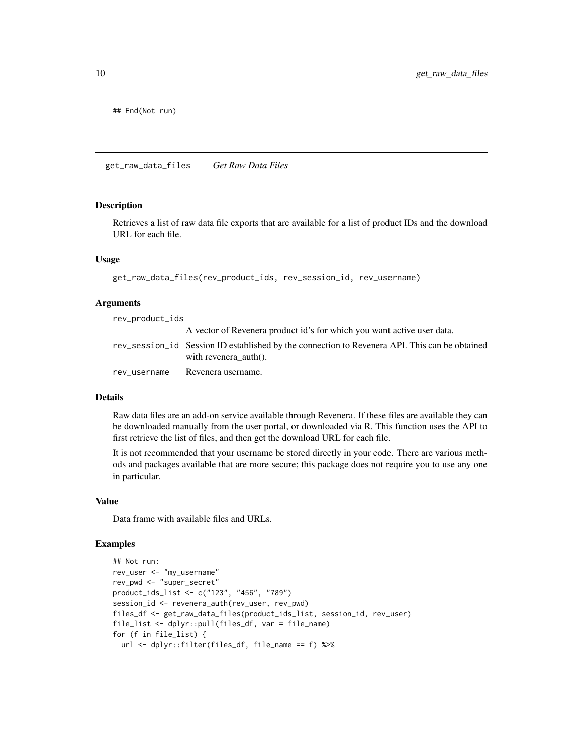```
## End(Not run)
```

## get_raw_data_files *Get Raw Data Files*

### Description

Retrieves a list of raw data file exports that are available for a list of product IDs and the download URL for each file.

### Usage

```
get_raw_data_files(rev_product_ids, rev_session_id, rev_username)
```

### Arguments

| | |
|---|---|
| rev_product_ids | A vector of Revenera product id's for which you want active user data. |
| rev_session_id | Session ID established by the connection to Revenera API. This can be obtained with revenera_auth(). |
| rev_username | Revenera username. |

### Details

Raw data files are an add-on service available through Revenera. If these files are available they can be downloaded manually from the user portal, or downloaded via R. This function uses the API to first retrieve the list of files, and then get the download URL for each file.

It is not recommended that your username be stored directly in your code. There are various methods and packages available that are more secure; this package does not require you to use any one in particular.

### Value

Data frame with available files and URLs.

### Examples

```
## Not run:
rev_user <- "my_username"
rev_pwd <- "super_secret"
product_ids_list <- c("123", "456", "789")
session_id <- revenera_auth(rev_user, rev_pwd)
files_df <- get_raw_data_files(product_ids_list, session_id, rev_user)
file_list <- dplyr::pull(files_df, var = file_name)
for (f in file_list) {
  url <- dplyr::filter(files_df, file_name == f) %>%
```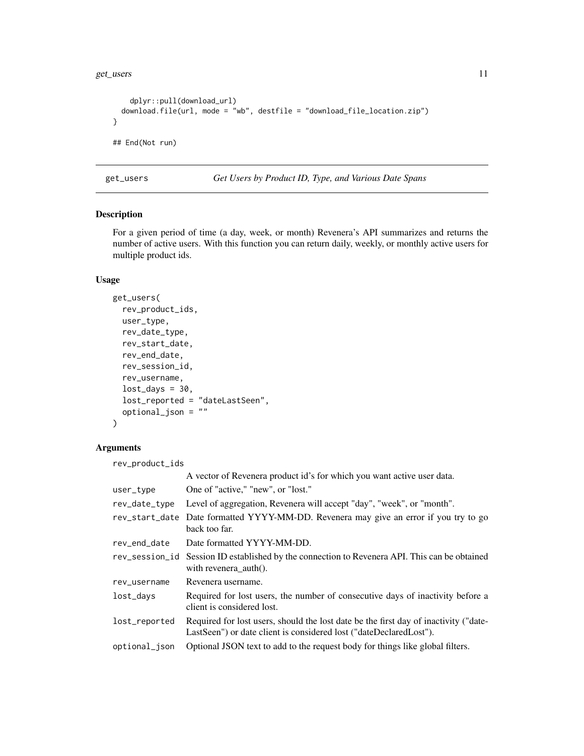```r
    dplyr::pull(download_url)
  download.file(url, mode = "wb", destfile = "download_file_location.zip")
}

## End(Not run)
```

## get_users — *Get Users by Product ID, Type, and Various Date Spans*

### Description

For a given period of time (a day, week, or month) Revenera's API summarizes and returns the number of active users. With this function you can return daily, weekly, or monthly active users for multiple product ids.

### Usage

```r
get_users(
  rev_product_ids,
  user_type,
  rev_date_type,
  rev_start_date,
  rev_end_date,
  rev_session_id,
  rev_username,
  lost_days = 30,
  lost_reported = "dateLastSeen",
  optional_json = ""
)
```

### Arguments

| Argument | Description |
|---|---|
| rev_product_ids | A vector of Revenera product id's for which you want active user data. |
| user_type | One of "active," "new", or "lost." |
| rev_date_type | Level of aggregation, Revenera will accept "day", "week", or "month". |
| rev_start_date | Date formatted YYYY-MM-DD. Revenera may give an error if you try to go back too far. |
| rev_end_date | Date formatted YYYY-MM-DD. |
| rev_session_id | Session ID established by the connection to Revenera API. This can be obtained with revenera_auth(). |
| rev_username | Revenera username. |
| lost_days | Required for lost users, the number of consecutive days of inactivity before a client is considered lost. |
| lost_reported | Required for lost users, should the lost date be the first day of inactivity ("dateLastSeen") or date client is considered lost ("dateDeclaredLost"). |
| optional_json | Optional JSON text to add to the request body for things like global filters. |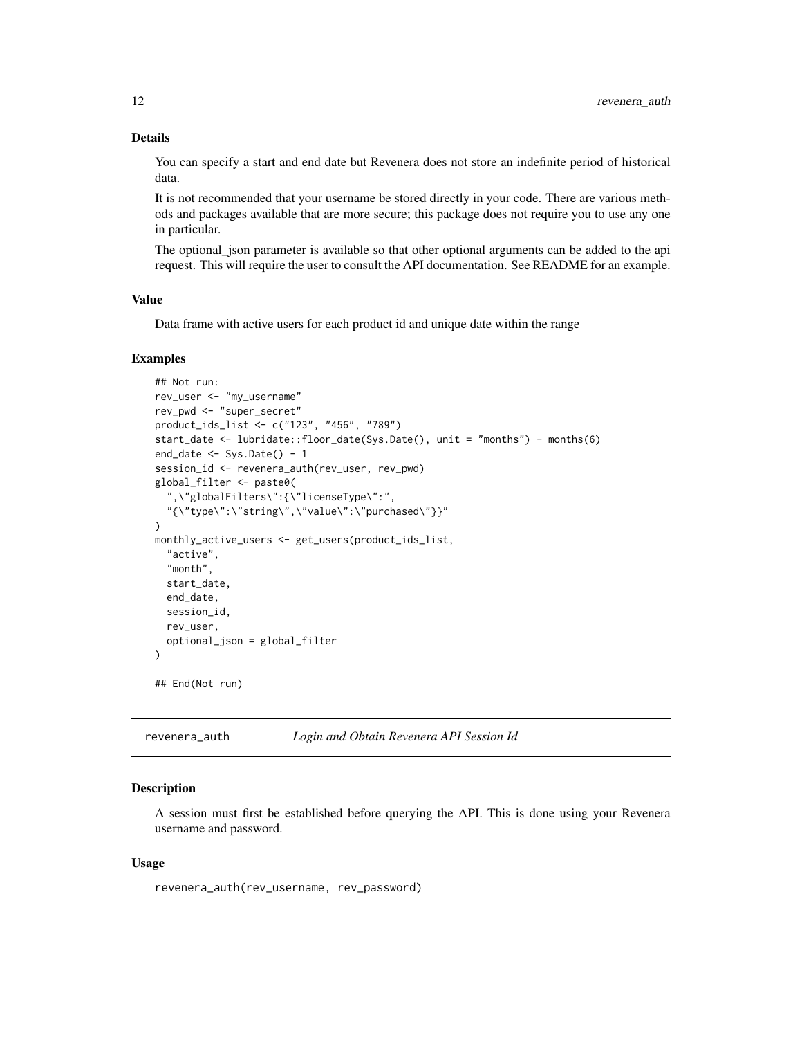### Details

You can specify a start and end date but Revenera does not store an indefinite period of historical data.

It is not recommended that your username be stored directly in your code. There are various methods and packages available that are more secure; this package does not require you to use any one in particular.

The optional_json parameter is available so that other optional arguments can be added to the api request. This will require the user to consult the API documentation. See README for an example.

### Value

Data frame with active users for each product id and unique date within the range

### Examples

```
## Not run:
rev_user <- "my_username"
rev_pwd <- "super_secret"
product_ids_list <- c("123", "456", "789")
start_date <- lubridate::floor_date(Sys.Date(), unit = "months") - months(6)
end_date <- Sys.Date() - 1
session_id <- revenera_auth(rev_user, rev_pwd)
global_filter <- paste0(
  ",\"globalFilters\":{\"licenseType\":",
  "{\"type\":\"string\",\"value\":\"purchased\"}}"
)
monthly_active_users <- get_users(product_ids_list,
  "active",
  "month",
  start_date,
  end_date,
  session_id,
  rev_user,
  optional_json = global_filter
)

## End(Not run)
```

---

## revenera_auth — *Login and Obtain Revenera API Session Id*

### Description

A session must first be established before querying the API. This is done using your Revenera username and password.

### Usage

```
revenera_auth(rev_username, rev_password)
```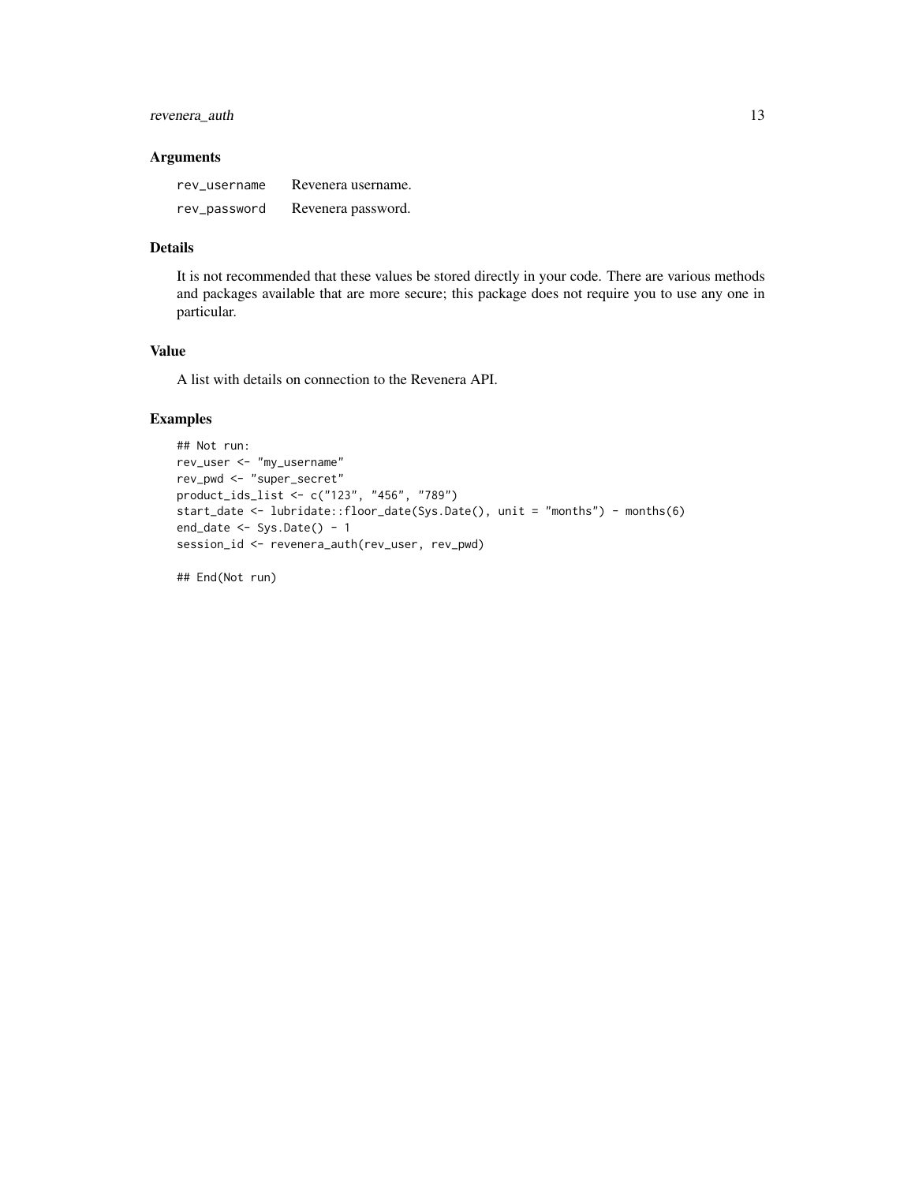## Arguments

| | |
|---|---|
| `rev_username` | Revenera username. |
| `rev_password` | Revenera password. |

## Details

It is not recommended that these values be stored directly in your code. There are various methods and packages available that are more secure; this package does not require you to use any one in particular.

## Value

A list with details on connection to the Revenera API.

## Examples

```
## Not run:
rev_user <- "my_username"
rev_pwd <- "super_secret"
product_ids_list <- c("123", "456", "789")
start_date <- lubridate::floor_date(Sys.Date(), unit = "months") - months(6)
end_date <- Sys.Date() - 1
session_id <- revenera_auth(rev_user, rev_pwd)

## End(Not run)
```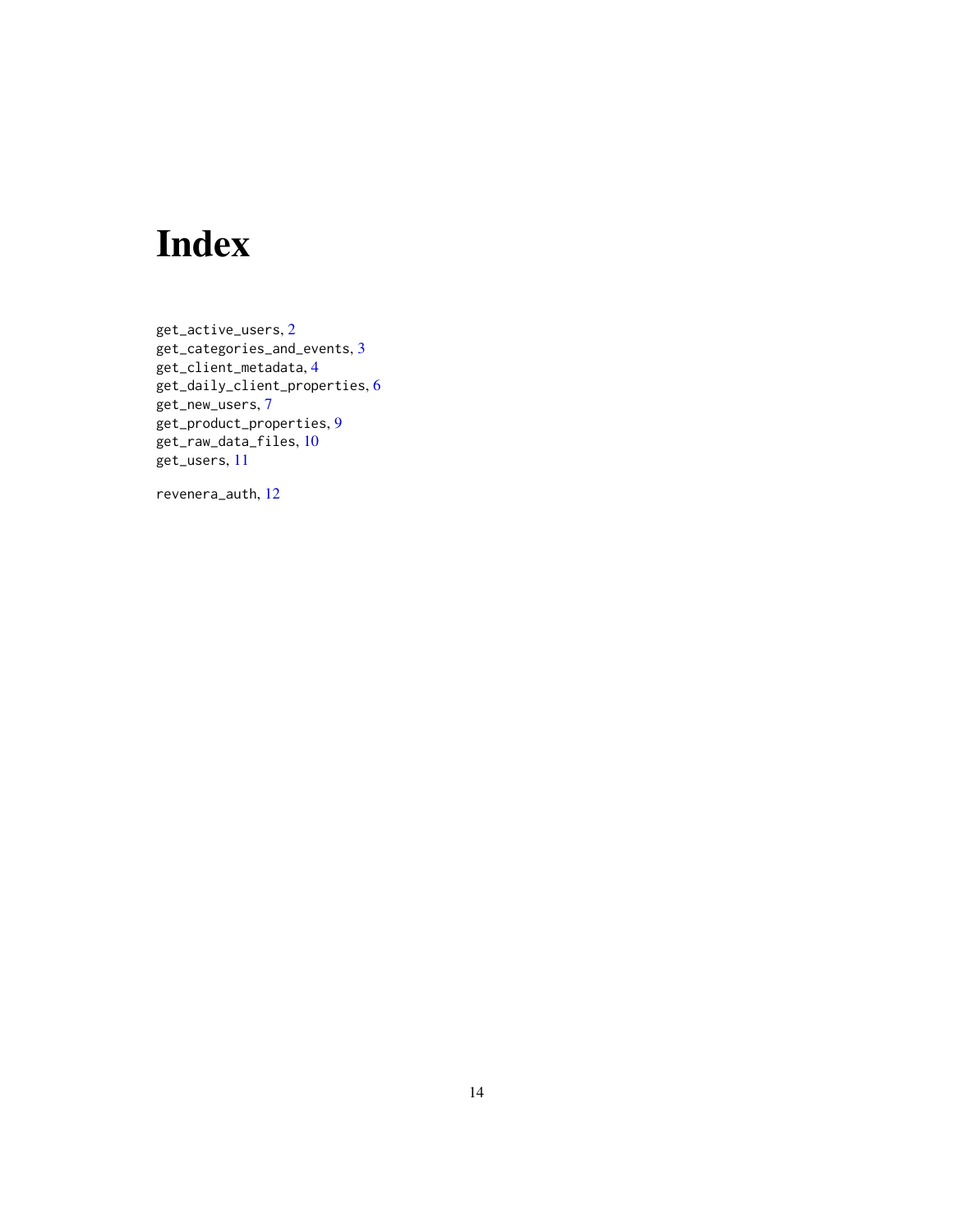# Index

get_active_users, 2
get_categories_and_events, 3
get_client_metadata, 4
get_daily_client_properties, 6
get_new_users, 7
get_product_properties, 9
get_raw_data_files, 10
get_users, 11

revenera_auth, 12